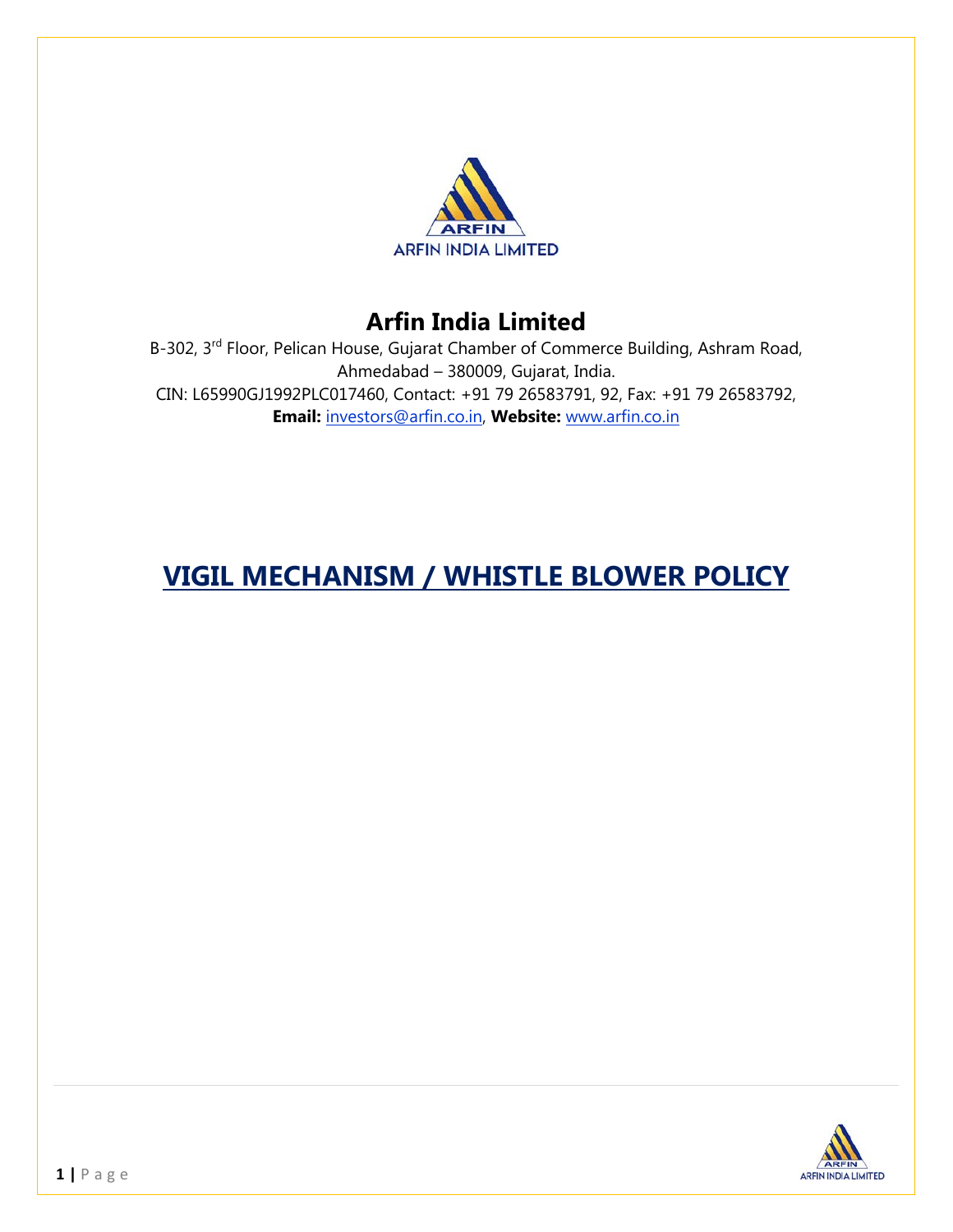# Arfin India Limited

B-302, 3rd Floor, Pelican House, Gujarat Chamber of Commerce Building, Ashram Road, Ahmedabad – 380009, Gujarat, India.

CIN: L65990GJ1992PLC017460, Contact: +91 79 26583791, 92, Fax: +91 79 26583792,

**Email:** investors@arfin.co.in, **Website:** www.arfin.co.in

# VIGIL MECHANISM / WHISTLE BLOWER POLICY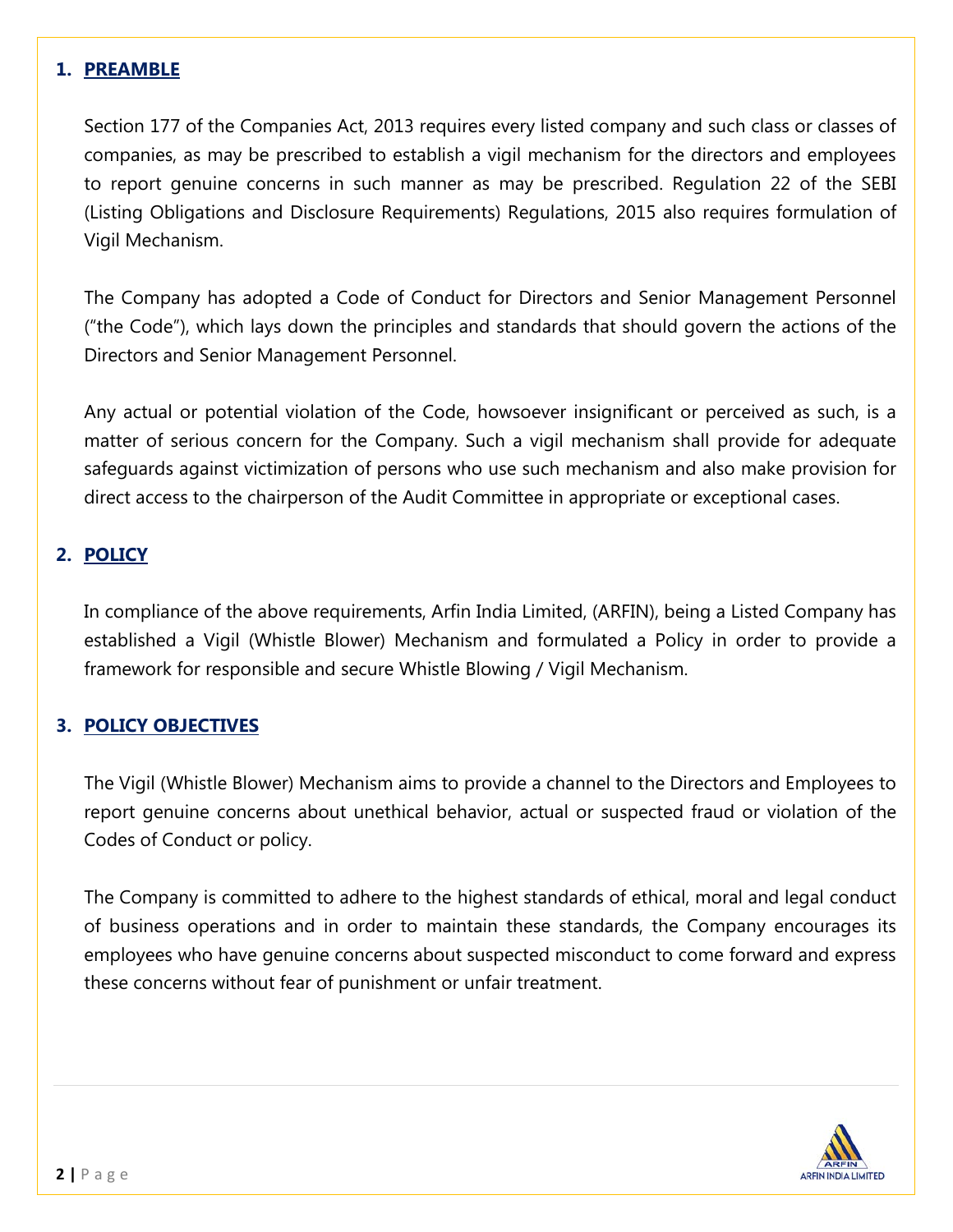## 1. PREAMBLE

Section 177 of the Companies Act, 2013 requires every listed company and such class or classes of companies, as may be prescribed to establish a vigil mechanism for the directors and employees to report genuine concerns in such manner as may be prescribed. Regulation 22 of the SEBI (Listing Obligations and Disclosure Requirements) Regulations, 2015 also requires formulation of Vigil Mechanism.

The Company has adopted a Code of Conduct for Directors and Senior Management Personnel ("the Code"), which lays down the principles and standards that should govern the actions of the Directors and Senior Management Personnel.

Any actual or potential violation of the Code, howsoever insignificant or perceived as such, is a matter of serious concern for the Company. Such a vigil mechanism shall provide for adequate safeguards against victimization of persons who use such mechanism and also make provision for direct access to the chairperson of the Audit Committee in appropriate or exceptional cases.

## 2. POLICY

In compliance of the above requirements, Arfin India Limited, (ARFIN), being a Listed Company has established a Vigil (Whistle Blower) Mechanism and formulated a Policy in order to provide a framework for responsible and secure Whistle Blowing / Vigil Mechanism.

## 3. POLICY OBJECTIVES

The Vigil (Whistle Blower) Mechanism aims to provide a channel to the Directors and Employees to report genuine concerns about unethical behavior, actual or suspected fraud or violation of the Codes of Conduct or policy.

The Company is committed to adhere to the highest standards of ethical, moral and legal conduct of business operations and in order to maintain these standards, the Company encourages its employees who have genuine concerns about suspected misconduct to come forward and express these concerns without fear of punishment or unfair treatment.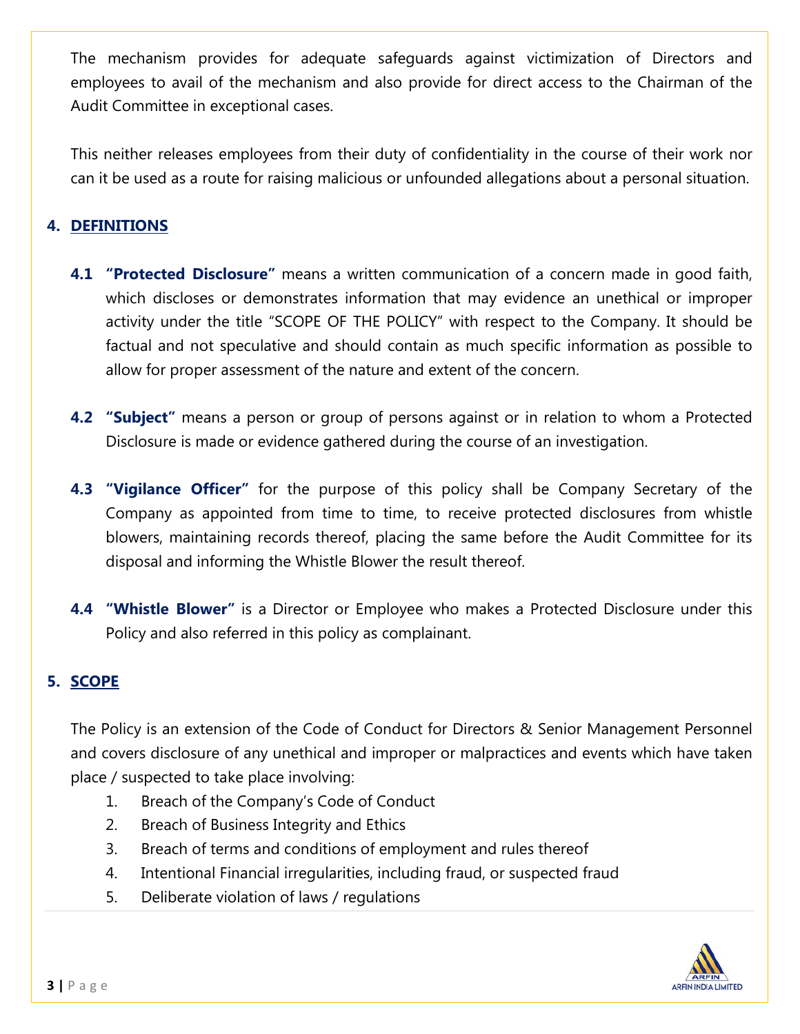The mechanism provides for adequate safeguards against victimization of Directors and employees to avail of the mechanism and also provide for direct access to the Chairman of the Audit Committee in exceptional cases.

This neither releases employees from their duty of confidentiality in the course of their work nor can it be used as a route for raising malicious or unfounded allegations about a personal situation.

## 4. DEFINITIONS

**4.1 "Protected Disclosure"** means a written communication of a concern made in good faith, which discloses or demonstrates information that may evidence an unethical or improper activity under the title "SCOPE OF THE POLICY" with respect to the Company. It should be factual and not speculative and should contain as much specific information as possible to allow for proper assessment of the nature and extent of the concern.

**4.2 "Subject"** means a person or group of persons against or in relation to whom a Protected Disclosure is made or evidence gathered during the course of an investigation.

**4.3 "Vigilance Officer"** for the purpose of this policy shall be Company Secretary of the Company as appointed from time to time, to receive protected disclosures from whistle blowers, maintaining records thereof, placing the same before the Audit Committee for its disposal and informing the Whistle Blower the result thereof.

**4.4 "Whistle Blower"** is a Director or Employee who makes a Protected Disclosure under this Policy and also referred in this policy as complainant.

## 5. SCOPE

The Policy is an extension of the Code of Conduct for Directors & Senior Management Personnel and covers disclosure of any unethical and improper or malpractices and events which have taken place / suspected to take place involving:

1. Breach of the Company's Code of Conduct
2. Breach of Business Integrity and Ethics
3. Breach of terms and conditions of employment and rules thereof
4. Intentional Financial irregularities, including fraud, or suspected fraud
5. Deliberate violation of laws / regulations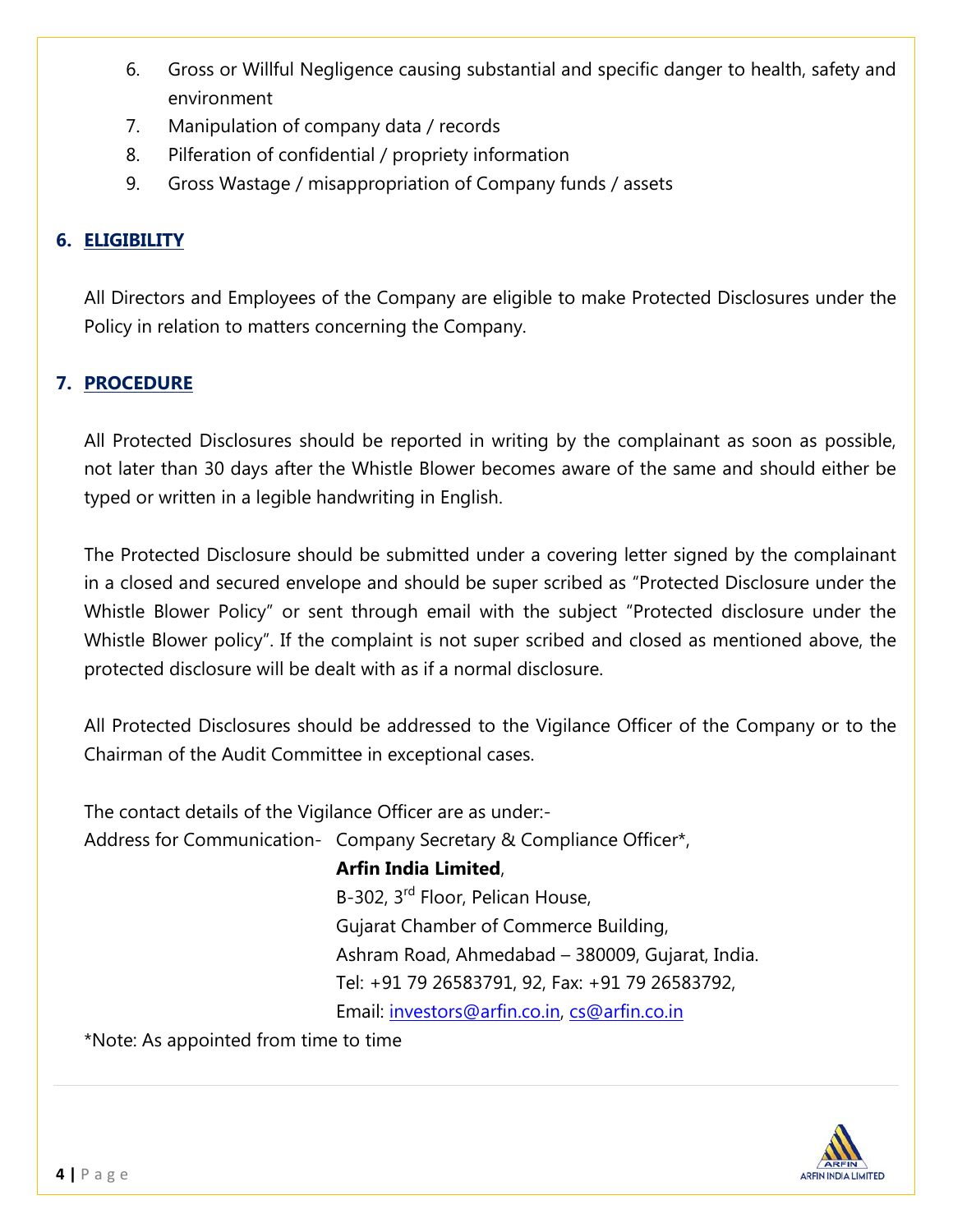6. Gross or Willful Negligence causing substantial and specific danger to health, safety and environment
7. Manipulation of company data / records
8. Pilferation of confidential / propriety information
9. Gross Wastage / misappropriation of Company funds / assets

## 6. ELIGIBILITY

All Directors and Employees of the Company are eligible to make Protected Disclosures under the Policy in relation to matters concerning the Company.

## 7. PROCEDURE

All Protected Disclosures should be reported in writing by the complainant as soon as possible, not later than 30 days after the Whistle Blower becomes aware of the same and should either be typed or written in a legible handwriting in English.

The Protected Disclosure should be submitted under a covering letter signed by the complainant in a closed and secured envelope and should be super scribed as "Protected Disclosure under the Whistle Blower Policy" or sent through email with the subject "Protected disclosure under the Whistle Blower policy". If the complaint is not super scribed and closed as mentioned above, the protected disclosure will be dealt with as if a normal disclosure.

All Protected Disclosures should be addressed to the Vigilance Officer of the Company or to the Chairman of the Audit Committee in exceptional cases.

The contact details of the Vigilance Officer are as under:-

Address for Communication- Company Secretary & Compliance Officer*,
**Arfin India Limited**,
B-302, 3rd Floor, Pelican House,
Gujarat Chamber of Commerce Building,
Ashram Road, Ahmedabad – 380009, Gujarat, India.
Tel: +91 79 26583791, 92, Fax: +91 79 26583792,
Email: investors@arfin.co.in, cs@arfin.co.in

*Note: As appointed from time to time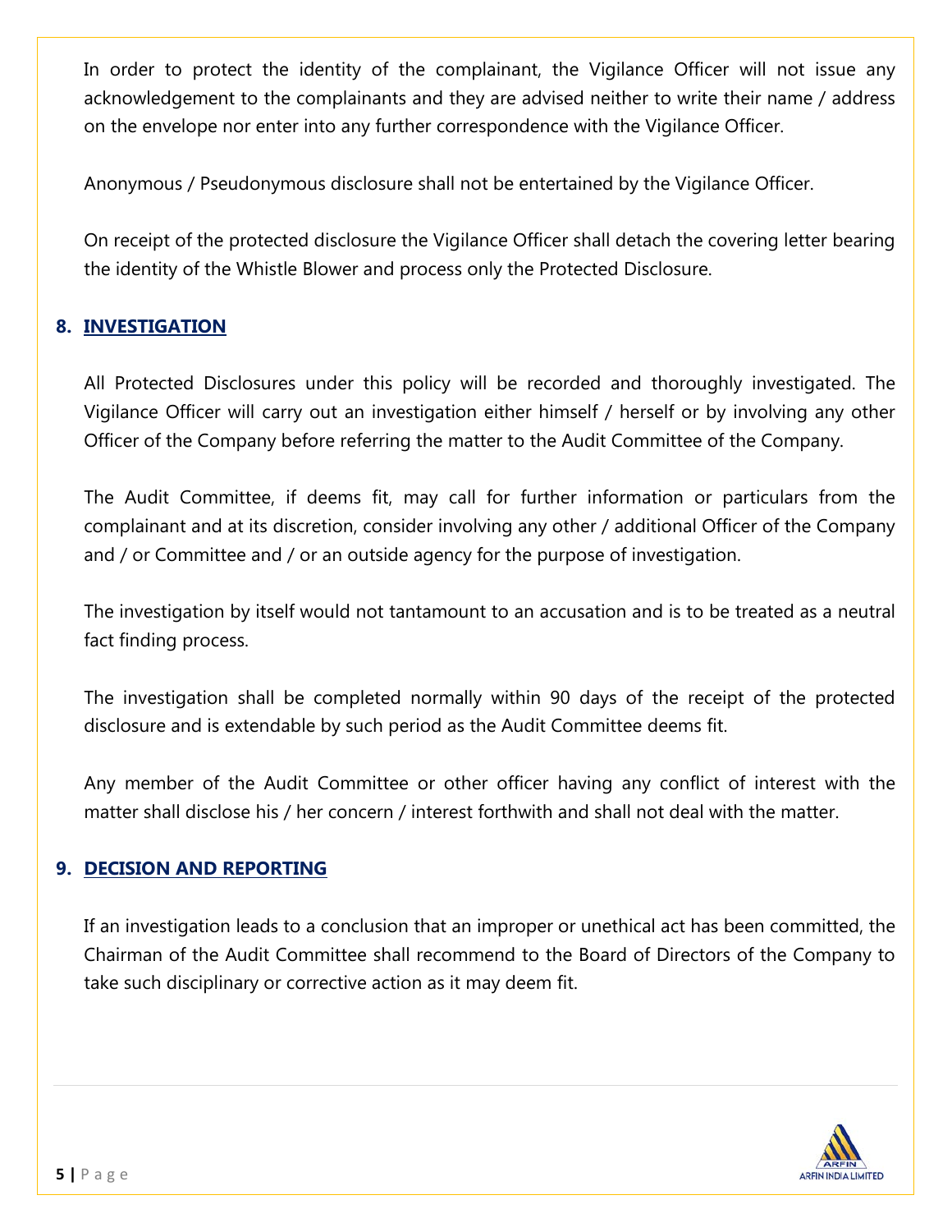In order to protect the identity of the complainant, the Vigilance Officer will not issue any acknowledgement to the complainants and they are advised neither to write their name / address on the envelope nor enter into any further correspondence with the Vigilance Officer.

Anonymous / Pseudonymous disclosure shall not be entertained by the Vigilance Officer.

On receipt of the protected disclosure the Vigilance Officer shall detach the covering letter bearing the identity of the Whistle Blower and process only the Protected Disclosure.

## 8. INVESTIGATION

All Protected Disclosures under this policy will be recorded and thoroughly investigated. The Vigilance Officer will carry out an investigation either himself / herself or by involving any other Officer of the Company before referring the matter to the Audit Committee of the Company.

The Audit Committee, if deems fit, may call for further information or particulars from the complainant and at its discretion, consider involving any other / additional Officer of the Company and / or Committee and / or an outside agency for the purpose of investigation.

The investigation by itself would not tantamount to an accusation and is to be treated as a neutral fact finding process.

The investigation shall be completed normally within 90 days of the receipt of the protected disclosure and is extendable by such period as the Audit Committee deems fit.

Any member of the Audit Committee or other officer having any conflict of interest with the matter shall disclose his / her concern / interest forthwith and shall not deal with the matter.

## 9. DECISION AND REPORTING

If an investigation leads to a conclusion that an improper or unethical act has been committed, the Chairman of the Audit Committee shall recommend to the Board of Directors of the Company to take such disciplinary or corrective action as it may deem fit.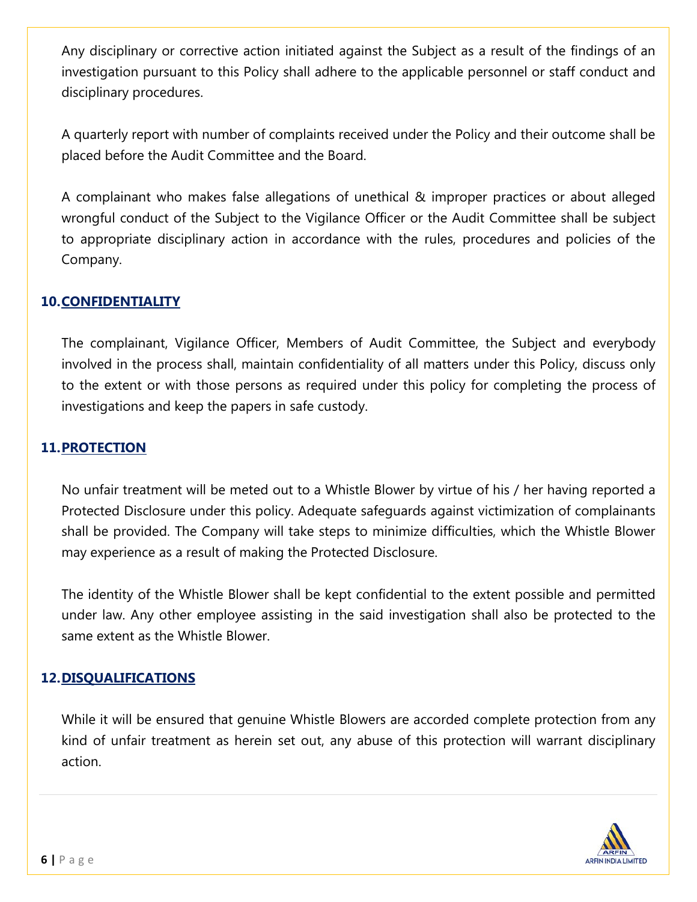Any disciplinary or corrective action initiated against the Subject as a result of the findings of an investigation pursuant to this Policy shall adhere to the applicable personnel or staff conduct and disciplinary procedures.

A quarterly report with number of complaints received under the Policy and their outcome shall be placed before the Audit Committee and the Board.

A complainant who makes false allegations of unethical & improper practices or about alleged wrongful conduct of the Subject to the Vigilance Officer or the Audit Committee shall be subject to appropriate disciplinary action in accordance with the rules, procedures and policies of the Company.

## 10. CONFIDENTIALITY

The complainant, Vigilance Officer, Members of Audit Committee, the Subject and everybody involved in the process shall, maintain confidentiality of all matters under this Policy, discuss only to the extent or with those persons as required under this policy for completing the process of investigations and keep the papers in safe custody.

## 11. PROTECTION

No unfair treatment will be meted out to a Whistle Blower by virtue of his / her having reported a Protected Disclosure under this policy. Adequate safeguards against victimization of complainants shall be provided. The Company will take steps to minimize difficulties, which the Whistle Blower may experience as a result of making the Protected Disclosure.

The identity of the Whistle Blower shall be kept confidential to the extent possible and permitted under law. Any other employee assisting in the said investigation shall also be protected to the same extent as the Whistle Blower.

## 12. DISQUALIFICATIONS

While it will be ensured that genuine Whistle Blowers are accorded complete protection from any kind of unfair treatment as herein set out, any abuse of this protection will warrant disciplinary action.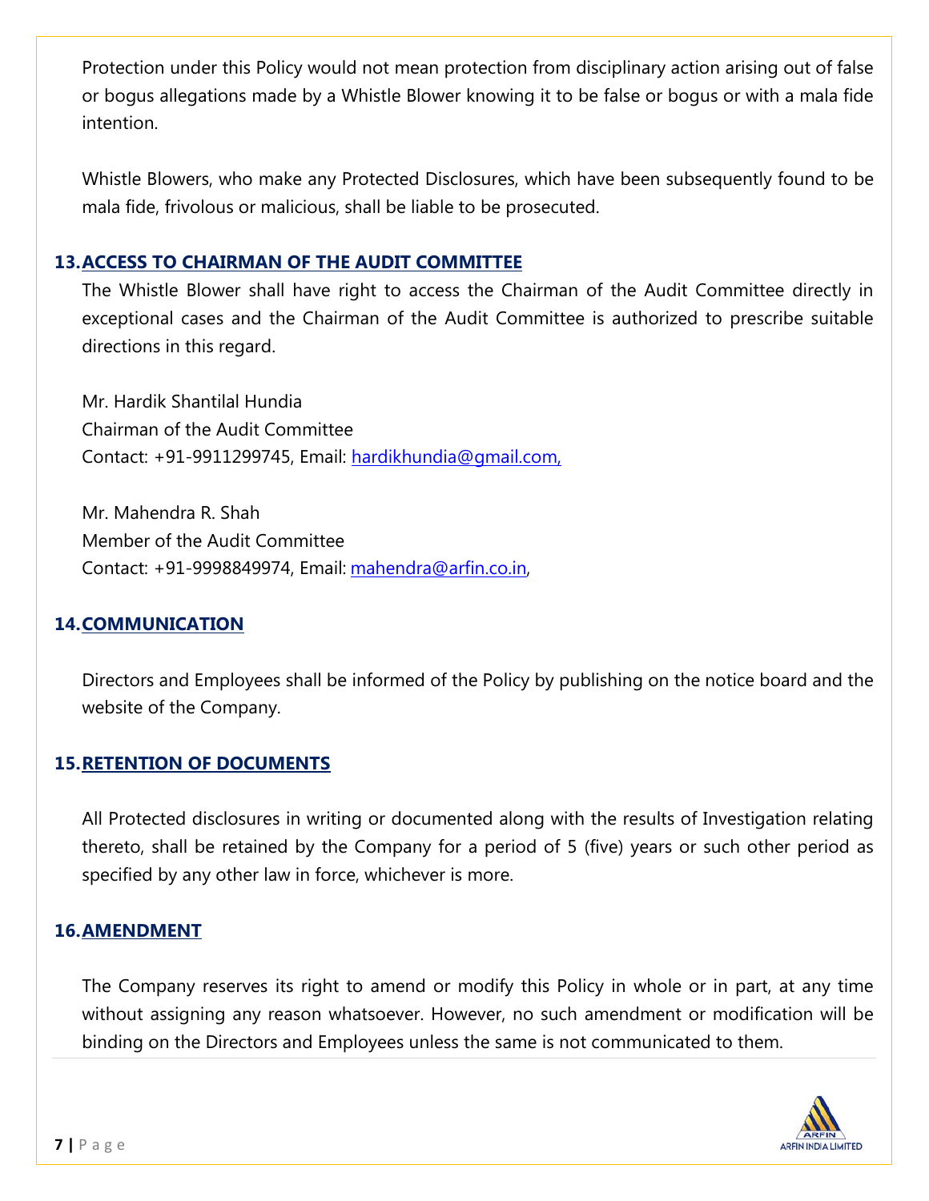Protection under this Policy would not mean protection from disciplinary action arising out of false or bogus allegations made by a Whistle Blower knowing it to be false or bogus or with a mala fide intention.

Whistle Blowers, who make any Protected Disclosures, which have been subsequently found to be mala fide, frivolous or malicious, shall be liable to be prosecuted.

## 13. ACCESS TO CHAIRMAN OF THE AUDIT COMMITTEE

The Whistle Blower shall have right to access the Chairman of the Audit Committee directly in exceptional cases and the Chairman of the Audit Committee is authorized to prescribe suitable directions in this regard.

Mr. Hardik Shantilal Hundia
Chairman of the Audit Committee
Contact: +91-9911299745, Email: hardikhundia@gmail.com,

Mr. Mahendra R. Shah
Member of the Audit Committee
Contact: +91-9998849974, Email: mahendra@arfin.co.in,

## 14. COMMUNICATION

Directors and Employees shall be informed of the Policy by publishing on the notice board and the website of the Company.

## 15. RETENTION OF DOCUMENTS

All Protected disclosures in writing or documented along with the results of Investigation relating thereto, shall be retained by the Company for a period of 5 (five) years or such other period as specified by any other law in force, whichever is more.

## 16. AMENDMENT

The Company reserves its right to amend or modify this Policy in whole or in part, at any time without assigning any reason whatsoever. However, no such amendment or modification will be binding on the Directors and Employees unless the same is not communicated to them.